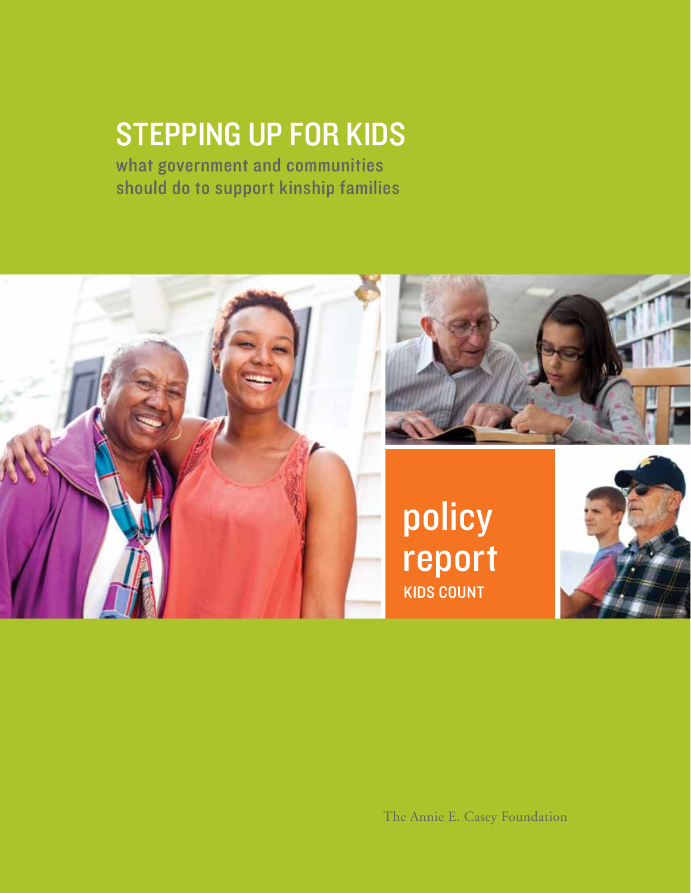# STEPPING UP FOR KIDS

what government and communities should do to support kinship families

policy report

KIDS COUNT

The Annie E. Casey Foundation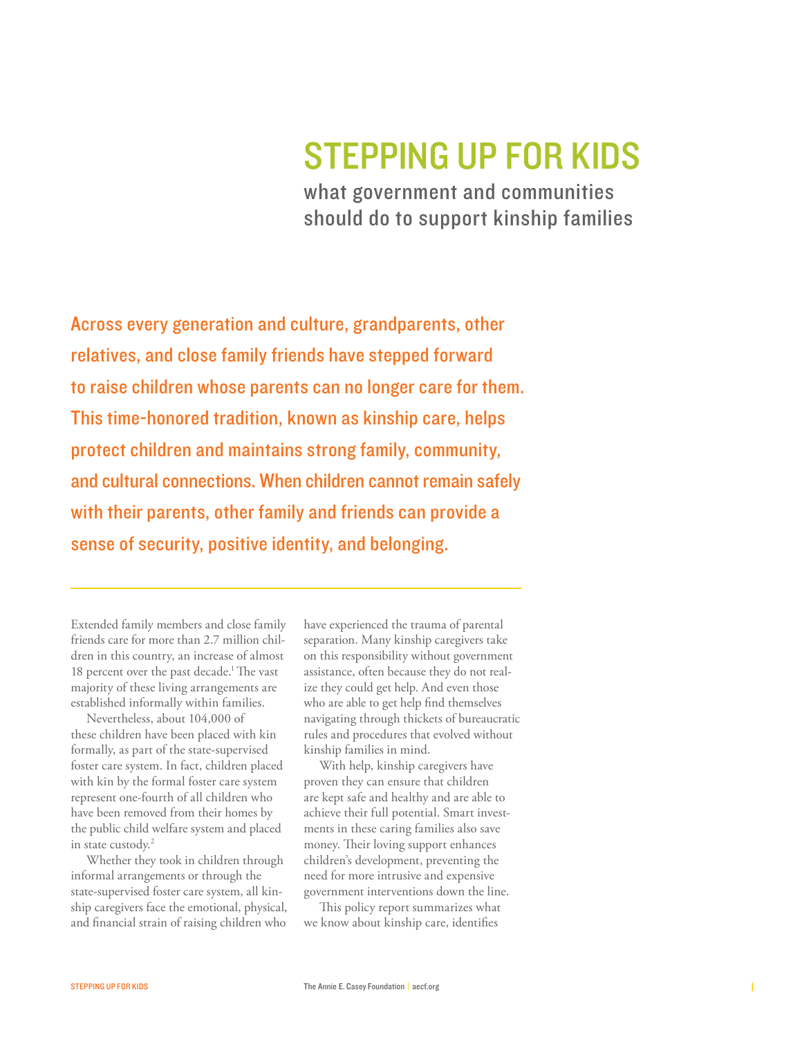# STEPPING UP FOR KIDS

## what government and communities should do to support kinship families

**Across every generation and culture, grandparents, other relatives, and close family friends have stepped forward to raise children whose parents can no longer care for them. This time-honored tradition, known as kinship care, helps protect children and maintains strong family, community, and cultural connections. When children cannot remain safely with their parents, other family and friends can provide a sense of security, positive identity, and belonging.**

---

Extended family members and close family friends care for more than 2.7 million children in this country, an increase of almost 18 percent over the past decade.[1] The vast majority of these living arrangements are established informally within families.

Nevertheless, about 104,000 of these children have been placed with kin formally, as part of the state-supervised foster care system. In fact, children placed with kin by the formal foster care system represent one-fourth of all children who have been removed from their homes by the public child welfare system and placed in state custody.[2]

Whether they took in children through informal arrangements or through the state-supervised foster care system, all kinship caregivers face the emotional, physical, and financial strain of raising children who have experienced the trauma of parental separation. Many kinship caregivers take on this responsibility without government assistance, often because they do not realize they could get help. And even those who are able to get help find themselves navigating through thickets of bureaucratic rules and procedures that evolved without kinship families in mind.

With help, kinship caregivers have proven they can ensure that children are kept safe and healthy and are able to achieve their full potential. Smart investments in these caring families also save money. Their loving support enhances children's development, preventing the need for more intrusive and expensive government interventions down the line.

This policy report summarizes what we know about kinship care, identifies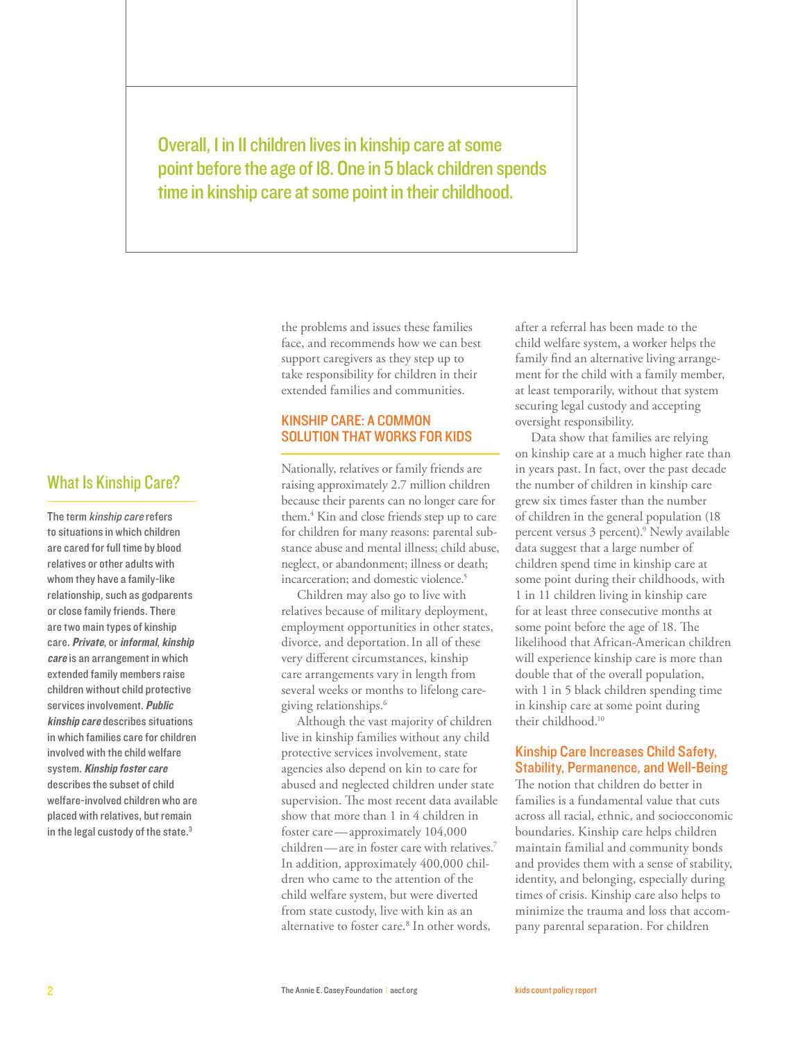Overall, 1 in 11 children lives in kinship care at some point before the age of 18. One in 5 black children spends time in kinship care at some point in their childhood.

## What Is Kinship Care?

The term *kinship care* refers to situations in which children are cared for full time by blood relatives or other adults with whom they have a family-like relationship, such as godparents or close family friends. There are two main types of kinship care. ***Private***, or ***informal, kinship care*** is an arrangement in which extended family members raise children without child protective services involvement. ***Public kinship care*** describes situations in which families care for children involved with the child welfare system. ***Kinship foster care*** describes the subset of child welfare-involved children who are placed with relatives, but remain in the legal custody of the state.[3]

the problems and issues these families face, and recommends how we can best support caregivers as they step up to take responsibility for children in their extended families and communities.

## KINSHIP CARE: A COMMON SOLUTION THAT WORKS FOR KIDS

Nationally, relatives or family friends are raising approximately 2.7 million children because their parents can no longer care for them.[4] Kin and close friends step up to care for children for many reasons: parental substance abuse and mental illness; child abuse, neglect, or abandonment; illness or death; incarceration; and domestic violence.[5]

Children may also go to live with relatives because of military deployment, employment opportunities in other states, divorce, and deportation. In all of these very different circumstances, kinship care arrangements vary in length from several weeks or months to lifelong caregiving relationships.[6]

Although the vast majority of children live in kinship families without any child protective services involvement, state agencies also depend on kin to care for abused and neglected children under state supervision. The most recent data available show that more than 1 in 4 children in foster care — approximately 104,000 children — are in foster care with relatives.[7] In addition, approximately 400,000 children who came to the attention of the child welfare system, but were diverted from state custody, live with kin as an alternative to foster care.[8] In other words, after a referral has been made to the child welfare system, a worker helps the family find an alternative living arrangement for the child with a family member, at least temporarily, without that system securing legal custody and accepting oversight responsibility.

Data show that families are relying on kinship care at a much higher rate than in years past. In fact, over the past decade the number of children in kinship care grew six times faster than the number of children in the general population (18 percent versus 3 percent).[9] Newly available data suggest that a large number of children spend time in kinship care at some point during their childhoods, with 1 in 11 children living in kinship care for at least three consecutive months at some point before the age of 18. The likelihood that African-American children will experience kinship care is more than double that of the overall population, with 1 in 5 black children spending time in kinship care at some point during their childhood.[10]

### Kinship Care Increases Child Safety, Stability, Permanence, and Well-Being

The notion that children do better in families is a fundamental value that cuts across all racial, ethnic, and socioeconomic boundaries. Kinship care helps children maintain familial and community bonds and provides them with a sense of stability, identity, and belonging, especially during times of crisis. Kinship care also helps to minimize the trauma and loss that accompany parental separation. For children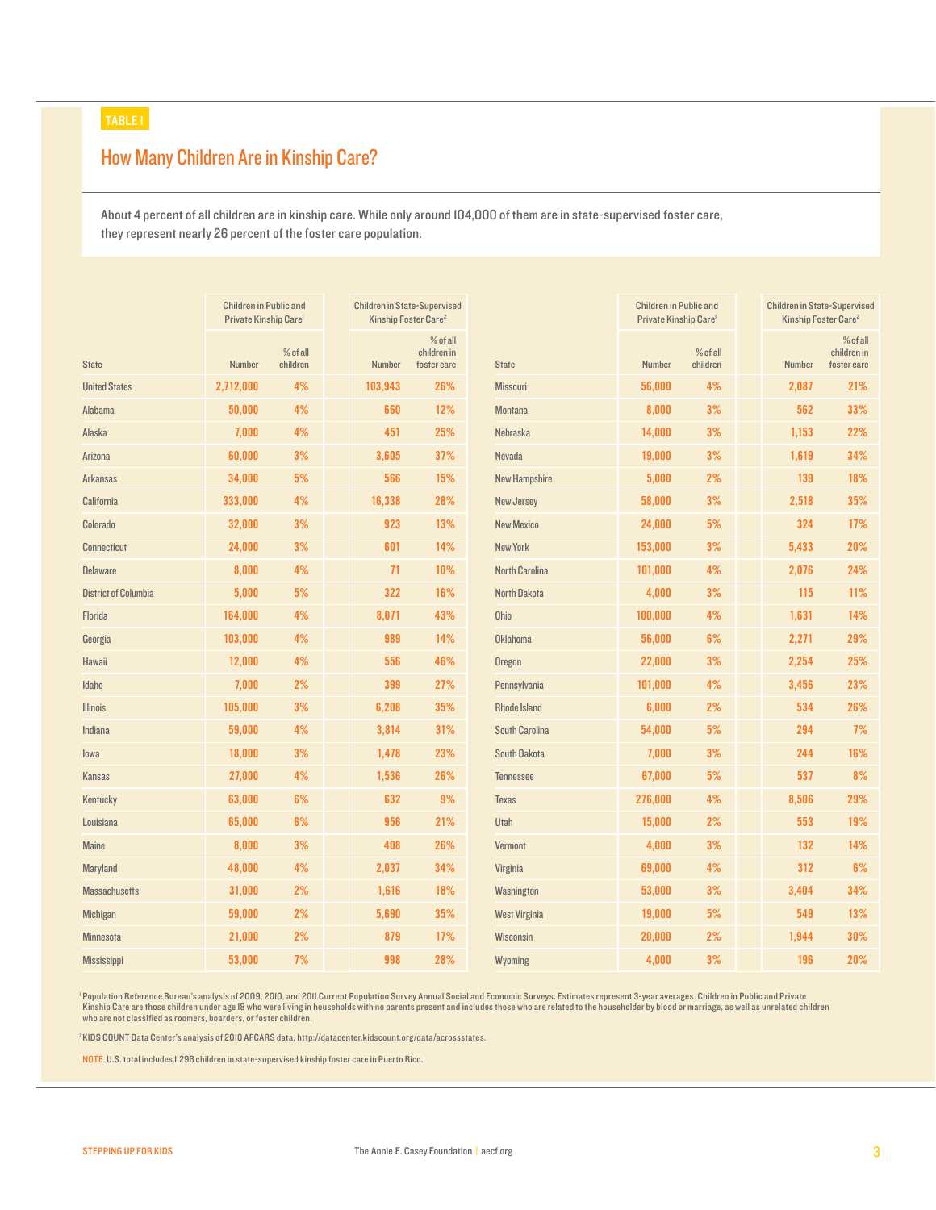TABLE 1

## How Many Children Are in Kinship Care?

About 4 percent of all children are in kinship care. While only around 104,000 of them are in state-supervised foster care, they represent nearly 26 percent of the foster care population.

| State | Children in Public and Private Kinship Care[1] | | Children in State-Supervised Kinship Foster Care[2] | |
|---|---|---|---|---|
| | Number | % of all children | Number | % of all children in foster care |
| United States | 2,712,000 | 4% | 103,943 | 26% |
| Alabama | 50,000 | 4% | 660 | 12% |
| Alaska | 7,000 | 4% | 451 | 25% |
| Arizona | 60,000 | 3% | 3,605 | 37% |
| Arkansas | 34,000 | 5% | 566 | 15% |
| California | 333,000 | 4% | 16,338 | 28% |
| Colorado | 32,000 | 3% | 923 | 13% |
| Connecticut | 24,000 | 3% | 601 | 14% |
| Delaware | 8,000 | 4% | 71 | 10% |
| District of Columbia | 5,000 | 5% | 322 | 16% |
| Florida | 164,000 | 4% | 8,071 | 43% |
| Georgia | 103,000 | 4% | 989 | 14% |
| Hawaii | 12,000 | 4% | 556 | 46% |
| Idaho | 7,000 | 2% | 399 | 27% |
| Illinois | 105,000 | 3% | 6,208 | 35% |
| Indiana | 59,000 | 4% | 3,814 | 31% |
| Iowa | 18,000 | 3% | 1,478 | 23% |
| Kansas | 27,000 | 4% | 1,536 | 26% |
| Kentucky | 63,000 | 6% | 632 | 9% |
| Louisiana | 65,000 | 6% | 956 | 21% |
| Maine | 8,000 | 3% | 408 | 26% |
| Maryland | 48,000 | 4% | 2,037 | 34% |
| Massachusetts | 31,000 | 2% | 1,616 | 18% |
| Michigan | 59,000 | 2% | 5,690 | 35% |
| Minnesota | 21,000 | 2% | 879 | 17% |
| Mississippi | 53,000 | 7% | 998 | 28% |
| Missouri | 56,000 | 4% | 2,087 | 21% |
| Montana | 8,000 | 3% | 562 | 33% |
| Nebraska | 14,000 | 3% | 1,153 | 22% |
| Nevada | 19,000 | 3% | 1,619 | 34% |
| New Hampshire | 5,000 | 2% | 139 | 18% |
| New Jersey | 58,000 | 3% | 2,518 | 35% |
| New Mexico | 24,000 | 5% | 324 | 17% |
| New York | 153,000 | 3% | 5,433 | 20% |
| North Carolina | 101,000 | 4% | 2,076 | 24% |
| North Dakota | 4,000 | 3% | 115 | 11% |
| Ohio | 100,000 | 4% | 1,631 | 14% |
| Oklahoma | 56,000 | 6% | 2,271 | 29% |
| Oregon | 22,000 | 3% | 2,254 | 25% |
| Pennsylvania | 101,000 | 4% | 3,456 | 23% |
| Rhode Island | 6,000 | 2% | 534 | 26% |
| South Carolina | 54,000 | 5% | 294 | 7% |
| South Dakota | 7,000 | 3% | 244 | 16% |
| Tennessee | 67,000 | 5% | 537 | 8% |
| Texas | 276,000 | 4% | 8,506 | 29% |
| Utah | 15,000 | 2% | 553 | 19% |
| Vermont | 4,000 | 3% | 132 | 14% |
| Virginia | 69,000 | 4% | 312 | 6% |
| Washington | 53,000 | 3% | 3,404 | 34% |
| West Virginia | 19,000 | 5% | 549 | 13% |
| Wisconsin | 20,000 | 2% | 1,944 | 30% |
| Wyoming | 4,000 | 3% | 196 | 20% |

[1] Population Reference Bureau's analysis of 2009, 2010, and 2011 Current Population Survey Annual Social and Economic Surveys. Estimates represent 3-year averages. Children in Public and Private Kinship Care are those children under age 18 who were living in households with no parents present and includes those who are related to the householder by blood or marriage, as well as unrelated children who are not classified as roomers, boarders, or foster children.

[2] KIDS COUNT Data Center's analysis of 2010 AFCARS data, http://datacenter.kidscount.org/data/acrossstates.

NOTE U.S. total includes 1,296 children in state-supervised kinship foster care in Puerto Rico.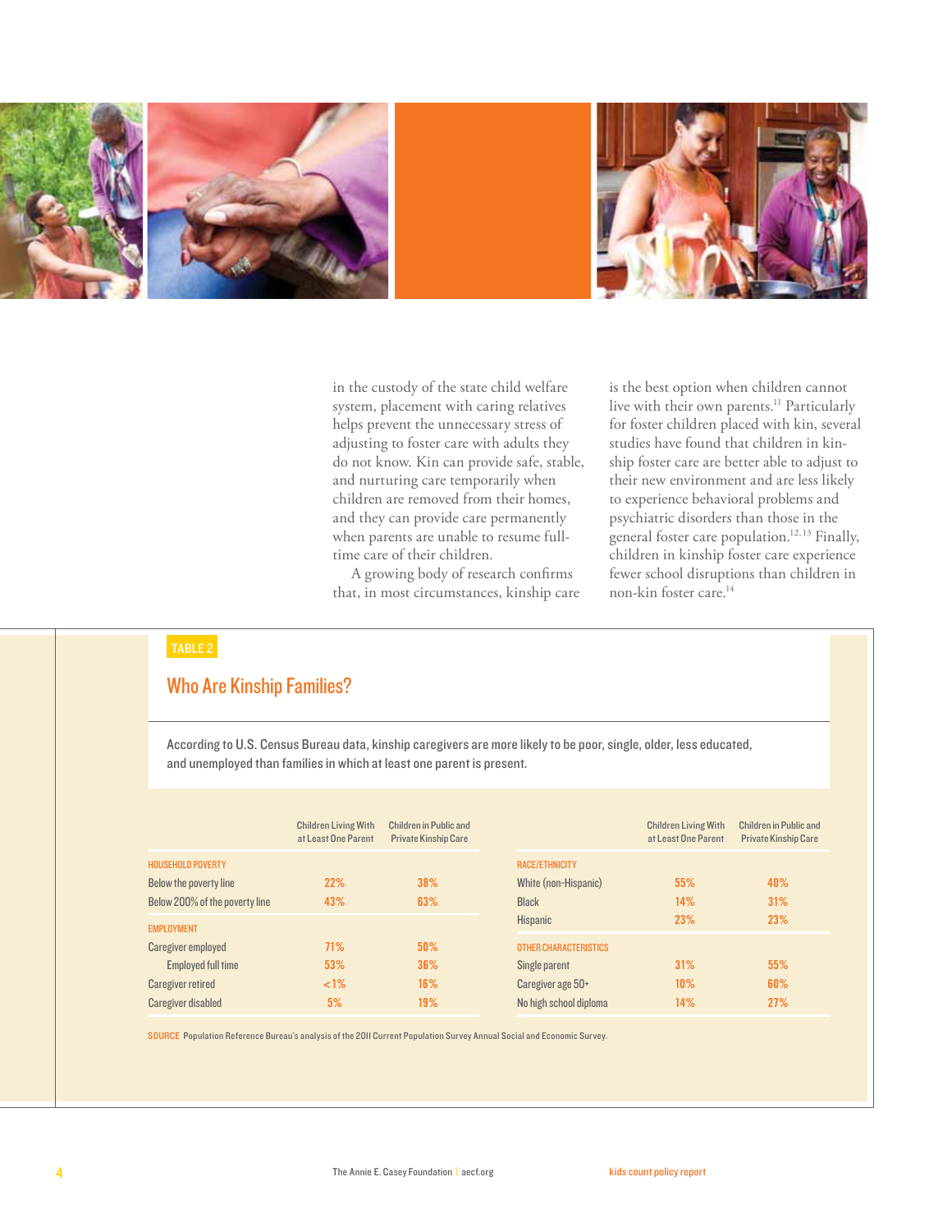in the custody of the state child welfare system, placement with caring relatives helps prevent the unnecessary stress of adjusting to foster care with adults they do not know. Kin can provide safe, stable, and nurturing care temporarily when children are removed from their homes, and they can provide care permanently when parents are unable to resume full-time care of their children.

A growing body of research confirms that, in most circumstances, kinship care is the best option when children cannot live with their own parents.[11] Particularly for foster children placed with kin, several studies have found that children in kinship foster care are better able to adjust to their new environment and are less likely to experience behavioral problems and psychiatric disorders than those in the general foster care population.[12,13] Finally, children in kinship foster care experience fewer school disruptions than children in non-kin foster care.[14]

TABLE 2

## Who Are Kinship Families?

According to U.S. Census Bureau data, kinship caregivers are more likely to be poor, single, older, less educated, and unemployed than families in which at least one parent is present.

| | Children Living With at Least One Parent | Children in Public and Private Kinship Care |
|---|---|---|
| **HOUSEHOLD POVERTY** | | |
| Below the poverty line | 22% | 38% |
| Below 200% of the poverty line | 43% | 63% |
| **EMPLOYMENT** | | |
| Caregiver employed | 71% | 50% |
| Employed full time | 53% | 36% |
| Caregiver retired | <1% | 16% |
| Caregiver disabled | 5% | 19% |
| **RACE/ETHNICITY** | | |
| White (non-Hispanic) | 55% | 40% |
| Black | 14% | 31% |
| Hispanic | 23% | 23% |
| **OTHER CHARACTERISTICS** | | |
| Single parent | 31% | 55% |
| Caregiver age 50+ | 10% | 60% |
| No high school diploma | 14% | 27% |

SOURCE Population Reference Bureau's analysis of the 2011 Current Population Survey Annual Social and Economic Survey.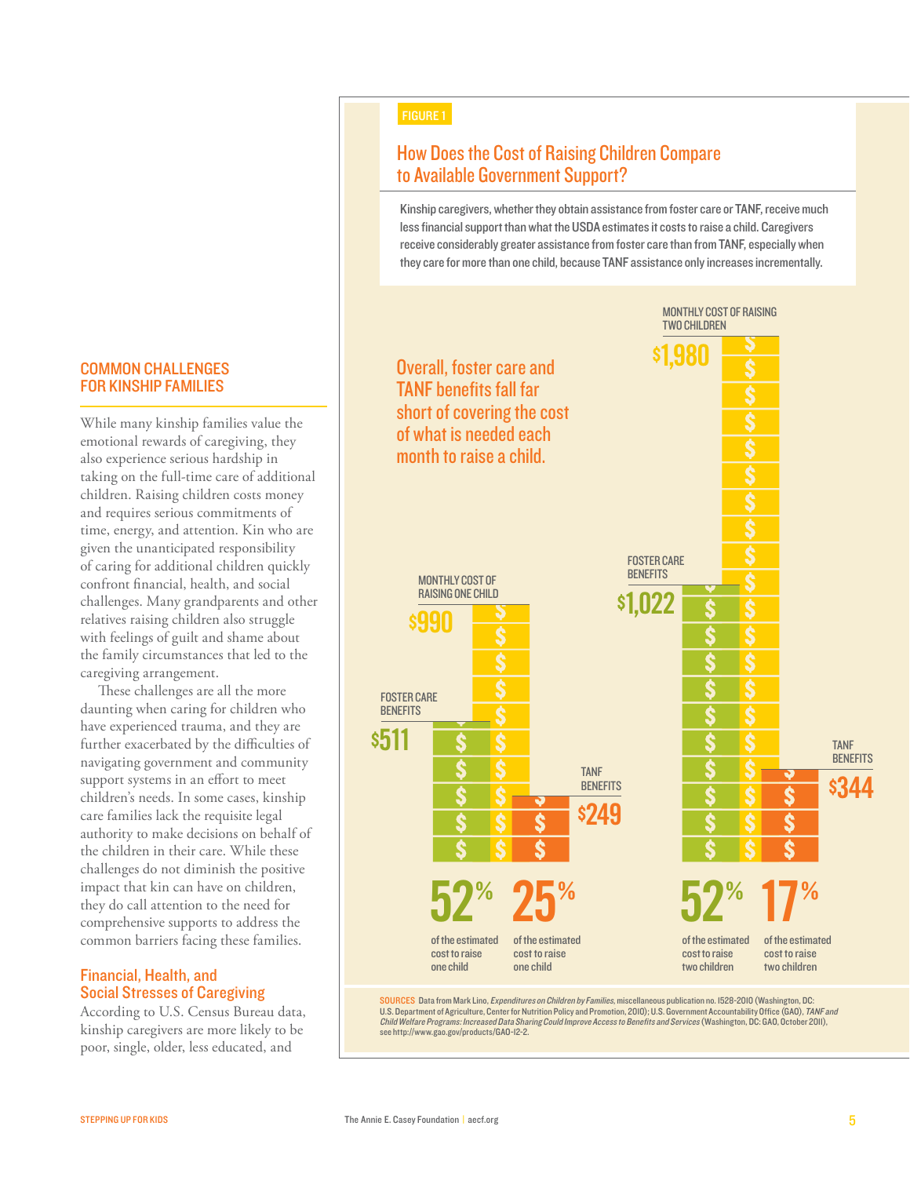## COMMON CHALLENGES FOR KINSHIP FAMILIES

While many kinship families value the emotional rewards of caregiving, they also experience serious hardship in taking on the full-time care of additional children. Raising children costs money and requires serious commitments of time, energy, and attention. Kin who are given the unanticipated responsibility of caring for additional children quickly confront financial, health, and social challenges. Many grandparents and other relatives raising children also struggle with feelings of guilt and shame about the family circumstances that led to the caregiving arrangement.

These challenges are all the more daunting when caring for children who have experienced trauma, and they are further exacerbated by the difficulties of navigating government and community support systems in an effort to meet children's needs. In some cases, kinship care families lack the requisite legal authority to make decisions on behalf of the children in their care. While these challenges do not diminish the positive impact that kin can have on children, they do call attention to the need for comprehensive supports to address the common barriers facing these families.

### Financial, Health, and Social Stresses of Caregiving

According to U.S. Census Bureau data, kinship caregivers are more likely to be poor, single, older, less educated, and

FIGURE 1

### How Does the Cost of Raising Children Compare to Available Government Support?

Kinship caregivers, whether they obtain assistance from foster care or TANF, receive much less financial support than what the USDA estimates it costs to raise a child. Caregivers receive considerably greater assistance from foster care than from TANF, especially when they care for more than one child, because TANF assistance only increases incrementally.

Overall, foster care and TANF benefits fall far short of covering the cost of what is needed each month to raise a child.

| | Monthly cost | Foster care benefits | TANF benefits |
|---|---|---|---|
| One child | $990 | $511 (52% of the estimated cost to raise one child) | $249 (25% of the estimated cost to raise one child) |
| Two children | $1,980 | $1,022 (52% of the estimated cost to raise two children) | $344 (17% of the estimated cost to raise two children) |

SOURCES Data from Mark Lino, *Expenditures on Children by Families*, miscellaneous publication no. 1528-2010 (Washington, DC: U.S. Department of Agriculture, Center for Nutrition Policy and Promotion, 2010); U.S. Government Accountability Office (GAO), *TANF and Child Welfare Programs: Increased Data Sharing Could Improve Access to Benefits and Services* (Washington, DC: GAO, October 2011), see http://www.gao.gov/products/GAO-12-2.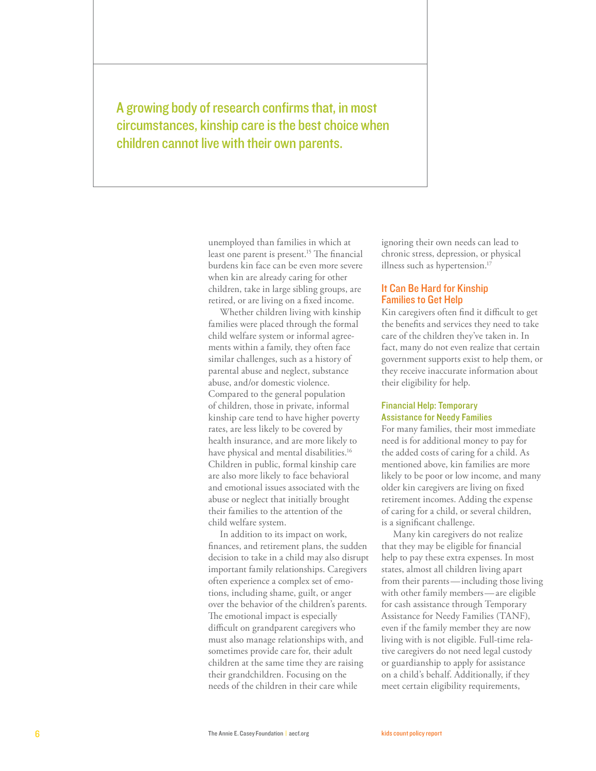A growing body of research confirms that, in most circumstances, kinship care is the best choice when children cannot live with their own parents.

unemployed than families in which at least one parent is present.[15] The financial burdens kin face can be even more severe when kin are already caring for other children, take in large sibling groups, are retired, or are living on a fixed income.

Whether children living with kinship families were placed through the formal child welfare system or informal agreements within a family, they often face similar challenges, such as a history of parental abuse and neglect, substance abuse, and/or domestic violence. Compared to the general population of children, those in private, informal kinship care tend to have higher poverty rates, are less likely to be covered by health insurance, and are more likely to have physical and mental disabilities.[16] Children in public, formal kinship care are also more likely to face behavioral and emotional issues associated with the abuse or neglect that initially brought their families to the attention of the child welfare system.

In addition to its impact on work, finances, and retirement plans, the sudden decision to take in a child may also disrupt important family relationships. Caregivers often experience a complex set of emotions, including shame, guilt, or anger over the behavior of the children's parents. The emotional impact is especially difficult on grandparent caregivers who must also manage relationships with, and sometimes provide care for, their adult children at the same time they are raising their grandchildren. Focusing on the needs of the children in their care while ignoring their own needs can lead to chronic stress, depression, or physical illness such as hypertension.[17]

## It Can Be Hard for Kinship Families to Get Help

Kin caregivers often find it difficult to get the benefits and services they need to take care of the children they've taken in. In fact, many do not even realize that certain government supports exist to help them, or they receive inaccurate information about their eligibility for help.

### Financial Help: Temporary Assistance for Needy Families

For many families, their most immediate need is for additional money to pay for the added costs of caring for a child. As mentioned above, kin families are more likely to be poor or low income, and many older kin caregivers are living on fixed retirement incomes. Adding the expense of caring for a child, or several children, is a significant challenge.

Many kin caregivers do not realize that they may be eligible for financial help to pay these extra expenses. In most states, almost all children living apart from their parents — including those living with other family members — are eligible for cash assistance through Temporary Assistance for Needy Families (TANF), even if the family member they are now living with is not eligible. Full-time relative caregivers do not need legal custody or guardianship to apply for assistance on a child's behalf. Additionally, if they meet certain eligibility requirements,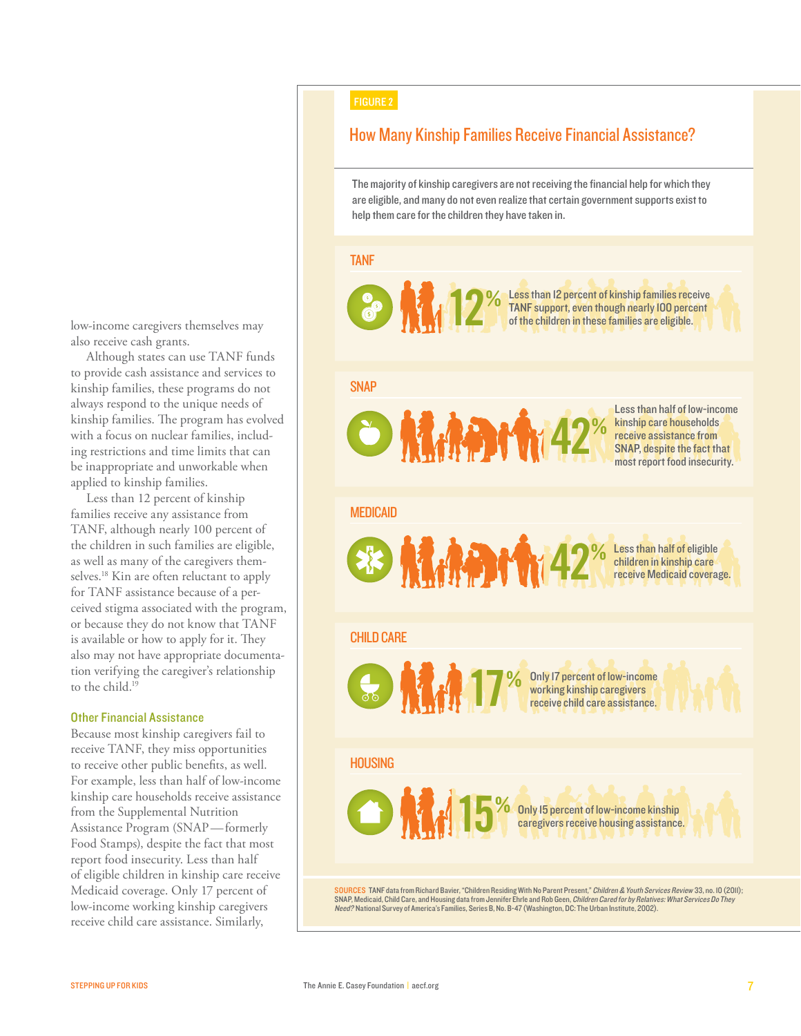low-income caregivers themselves may also receive cash grants.

Although states can use TANF funds to provide cash assistance and services to kinship families, these programs do not always respond to the unique needs of kinship families. The program has evolved with a focus on nuclear families, including restrictions and time limits that can be inappropriate and unworkable when applied to kinship families.

Less than 12 percent of kinship families receive any assistance from TANF, although nearly 100 percent of the children in such families are eligible, as well as many of the caregivers themselves.[18] Kin are often reluctant to apply for TANF assistance because of a perceived stigma associated with the program, or because they do not know that TANF is available or how to apply for it. They also may not have appropriate documentation verifying the caregiver's relationship to the child.[19]

### Other Financial Assistance

Because most kinship caregivers fail to receive TANF, they miss opportunities to receive other public benefits, as well. For example, less than half of low-income kinship care households receive assistance from the Supplemental Nutrition Assistance Program (SNAP—formerly Food Stamps), despite the fact that most report food insecurity. Less than half of eligible children in kinship care receive Medicaid coverage. Only 17 percent of low-income working kinship caregivers receive child care assistance. Similarly,

FIGURE 2

## How Many Kinship Families Receive Financial Assistance?

The majority of kinship caregivers are not receiving the financial help for which they are eligible, and many do not even realize that certain government supports exist to help them care for the children they have taken in.

### TANF

**12%** Less than 12 percent of kinship families receive TANF support, even though nearly 100 percent of the children in these families are eligible.

### SNAP

**42%** Less than half of low-income kinship care households receive assistance from SNAP, despite the fact that most report food insecurity.

### MEDICAID

**42%** Less than half of eligible children in kinship care receive Medicaid coverage.

### CHILD CARE

**17%** Only 17 percent of low-income working kinship caregivers receive child care assistance.

### HOUSING

**15%** Only 15 percent of low-income kinship caregivers receive housing assistance.

SOURCES TANF data from Richard Bavier, "Children Residing With No Parent Present," *Children & Youth Services Review* 33, no. 10 (2011); SNAP, Medicaid, Child Care, and Housing data from Jennifer Ehrle and Rob Geen, *Children Cared for by Relatives: What Services Do They Need?* National Survey of America's Families, Series B, No. B-47 (Washington, DC: The Urban Institute, 2002).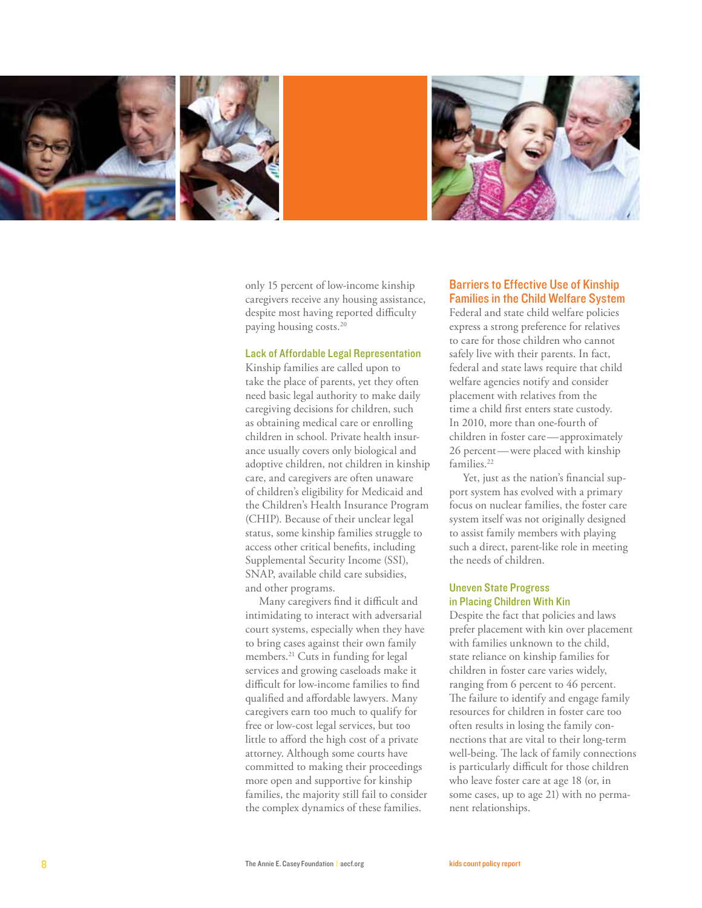only 15 percent of low-income kinship caregivers receive any housing assistance, despite most having reported difficulty paying housing costs.[20]

### Lack of Affordable Legal Representation

Kinship families are called upon to take the place of parents, yet they often need basic legal authority to make daily caregiving decisions for children, such as obtaining medical care or enrolling children in school. Private health insurance usually covers only biological and adoptive children, not children in kinship care, and caregivers are often unaware of children's eligibility for Medicaid and the Children's Health Insurance Program (CHIP). Because of their unclear legal status, some kinship families struggle to access other critical benefits, including Supplemental Security Income (SSI), SNAP, available child care subsidies, and other programs.

Many caregivers find it difficult and intimidating to interact with adversarial court systems, especially when they have to bring cases against their own family members.[21] Cuts in funding for legal services and growing caseloads make it difficult for low-income families to find qualified and affordable lawyers. Many caregivers earn too much to qualify for free or low-cost legal services, but too little to afford the high cost of a private attorney. Although some courts have committed to making their proceedings more open and supportive for kinship families, the majority still fail to consider the complex dynamics of these families.

## Barriers to Effective Use of Kinship Families in the Child Welfare System

Federal and state child welfare policies express a strong preference for relatives to care for those children who cannot safely live with their parents. In fact, federal and state laws require that child welfare agencies notify and consider placement with relatives from the time a child first enters state custody. In 2010, more than one-fourth of children in foster care—approximately 26 percent—were placed with kinship families.[22]

Yet, just as the nation's financial support system has evolved with a primary focus on nuclear families, the foster care system itself was not originally designed to assist family members with playing such a direct, parent-like role in meeting the needs of children.

### Uneven State Progress in Placing Children With Kin

Despite the fact that policies and laws prefer placement with kin over placement with families unknown to the child, state reliance on kinship families for children in foster care varies widely, ranging from 6 percent to 46 percent. The failure to identify and engage family resources for children in foster care too often results in losing the family connections that are vital to their long-term well-being. The lack of family connections is particularly difficult for those children who leave foster care at age 18 (or, in some cases, up to age 21) with no permanent relationships.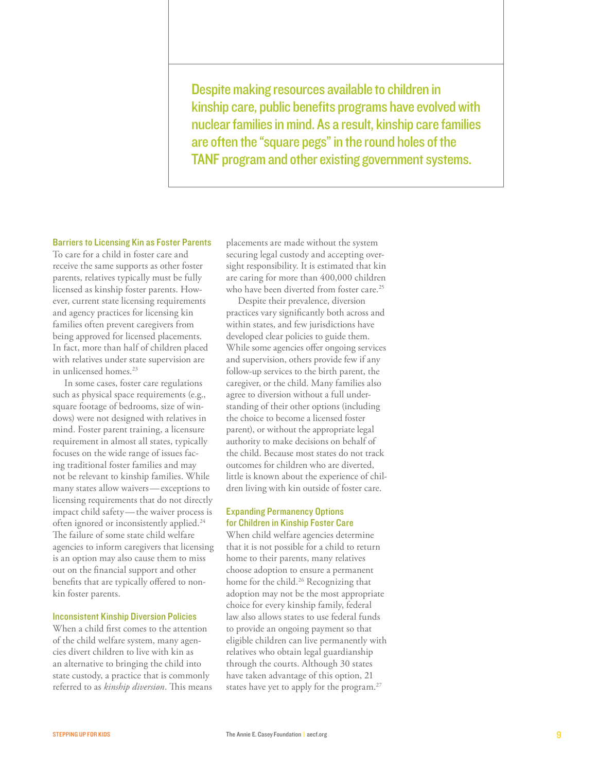> **Despite making resources available to children in kinship care, public benefits programs have evolved with nuclear families in mind. As a result, kinship care families are often the "square pegs" in the round holes of the TANF program and other existing government systems.**

### Barriers to Licensing Kin as Foster Parents

To care for a child in foster care and receive the same supports as other foster parents, relatives typically must be fully licensed as kinship foster parents. However, current state licensing requirements and agency practices for licensing kin families often prevent caregivers from being approved for licensed placements. In fact, more than half of children placed with relatives under state supervision are in unlicensed homes.[23]

In some cases, foster care regulations such as physical space requirements (e.g., square footage of bedrooms, size of windows) were not designed with relatives in mind. Foster parent training, a licensure requirement in almost all states, typically focuses on the wide range of issues facing traditional foster families and may not be relevant to kinship families. While many states allow waivers — exceptions to licensing requirements that do not directly impact child safety — the waiver process is often ignored or inconsistently applied.[24] The failure of some state child welfare agencies to inform caregivers that licensing is an option may also cause them to miss out on the financial support and other benefits that are typically offered to non-kin foster parents.

### Inconsistent Kinship Diversion Policies

When a child first comes to the attention of the child welfare system, many agencies divert children to live with kin as an alternative to bringing the child into state custody, a practice that is commonly referred to as *kinship diversion*. This means placements are made without the system securing legal custody and accepting oversight responsibility. It is estimated that kin are caring for more than 400,000 children who have been diverted from foster care.[25]

Despite their prevalence, diversion practices vary significantly both across and within states, and few jurisdictions have developed clear policies to guide them. While some agencies offer ongoing services and supervision, others provide few if any follow-up services to the birth parent, the caregiver, or the child. Many families also agree to diversion without a full understanding of their other options (including the choice to become a licensed foster parent), or without the appropriate legal authority to make decisions on behalf of the child. Because most states do not track outcomes for children who are diverted, little is known about the experience of children living with kin outside of foster care.

### Expanding Permanency Options for Children in Kinship Foster Care

When child welfare agencies determine that it is not possible for a child to return home to their parents, many relatives choose adoption to ensure a permanent home for the child.[26] Recognizing that adoption may not be the most appropriate choice for every kinship family, federal law also allows states to use federal funds to provide an ongoing payment so that eligible children can live permanently with relatives who obtain legal guardianship through the courts. Although 30 states have taken advantage of this option, 21 states have yet to apply for the program.[27]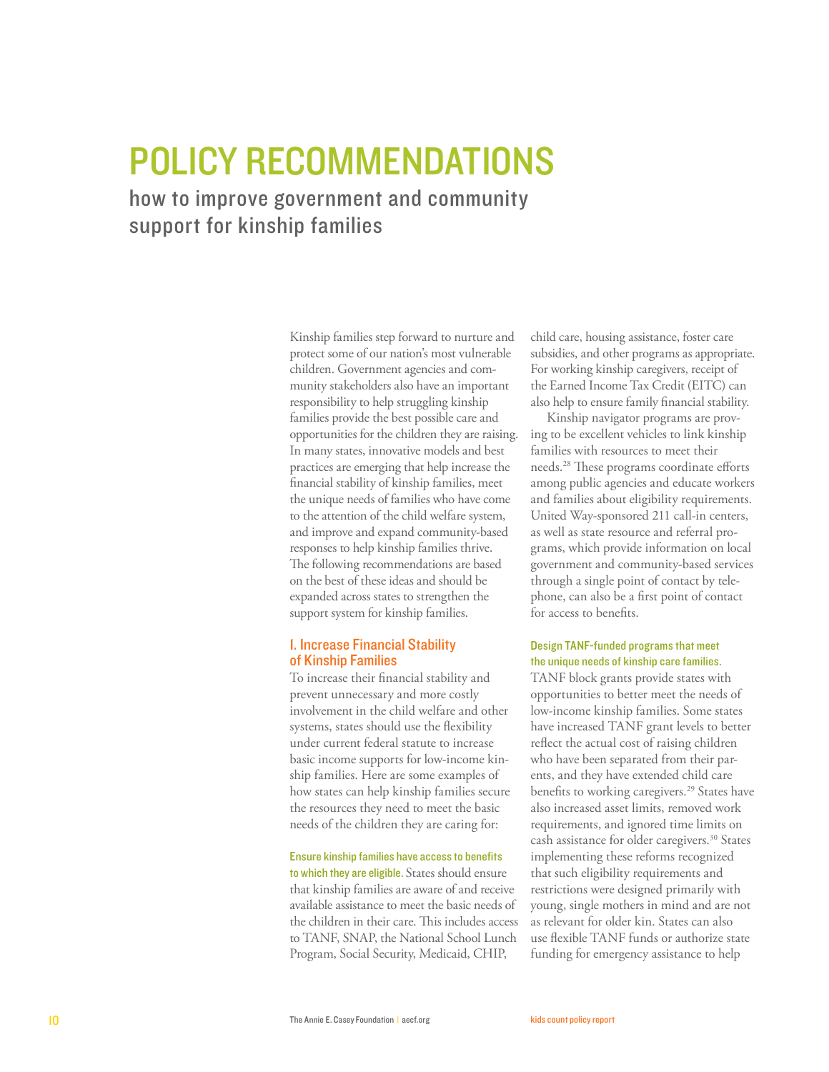# POLICY RECOMMENDATIONS

## how to improve government and community support for kinship families

Kinship families step forward to nurture and protect some of our nation's most vulnerable children. Government agencies and community stakeholders also have an important responsibility to help struggling kinship families provide the best possible care and opportunities for the children they are raising. In many states, innovative models and best practices are emerging that help increase the financial stability of kinship families, meet the unique needs of families who have come to the attention of the child welfare system, and improve and expand community-based responses to help kinship families thrive. The following recommendations are based on the best of these ideas and should be expanded across states to strengthen the support system for kinship families.

### I. Increase Financial Stability of Kinship Families

To increase their financial stability and prevent unnecessary and more costly involvement in the child welfare and other systems, states should use the flexibility under current federal statute to increase basic income supports for low-income kinship families. Here are some examples of how states can help kinship families secure the resources they need to meet the basic needs of the children they are caring for:

**Ensure kinship families have access to benefits to which they are eligible.** States should ensure that kinship families are aware of and receive available assistance to meet the basic needs of the children in their care. This includes access to TANF, SNAP, the National School Lunch Program, Social Security, Medicaid, CHIP, child care, housing assistance, foster care subsidies, and other programs as appropriate. For working kinship caregivers, receipt of the Earned Income Tax Credit (EITC) can also help to ensure family financial stability.

Kinship navigator programs are proving to be excellent vehicles to link kinship families with resources to meet their needs.[28] These programs coordinate efforts among public agencies and educate workers and families about eligibility requirements. United Way-sponsored 211 call-in centers, as well as state resource and referral programs, which provide information on local government and community-based services through a single point of contact by telephone, can also be a first point of contact for access to benefits.

**Design TANF-funded programs that meet the unique needs of kinship care families.** TANF block grants provide states with opportunities to better meet the needs of low-income kinship families. Some states have increased TANF grant levels to better reflect the actual cost of raising children who have been separated from their parents, and they have extended child care benefits to working caregivers.[29] States have also increased asset limits, removed work requirements, and ignored time limits on cash assistance for older caregivers.[30] States implementing these reforms recognized that such eligibility requirements and restrictions were designed primarily with young, single mothers in mind and are not as relevant for older kin. States can also use flexible TANF funds or authorize state funding for emergency assistance to help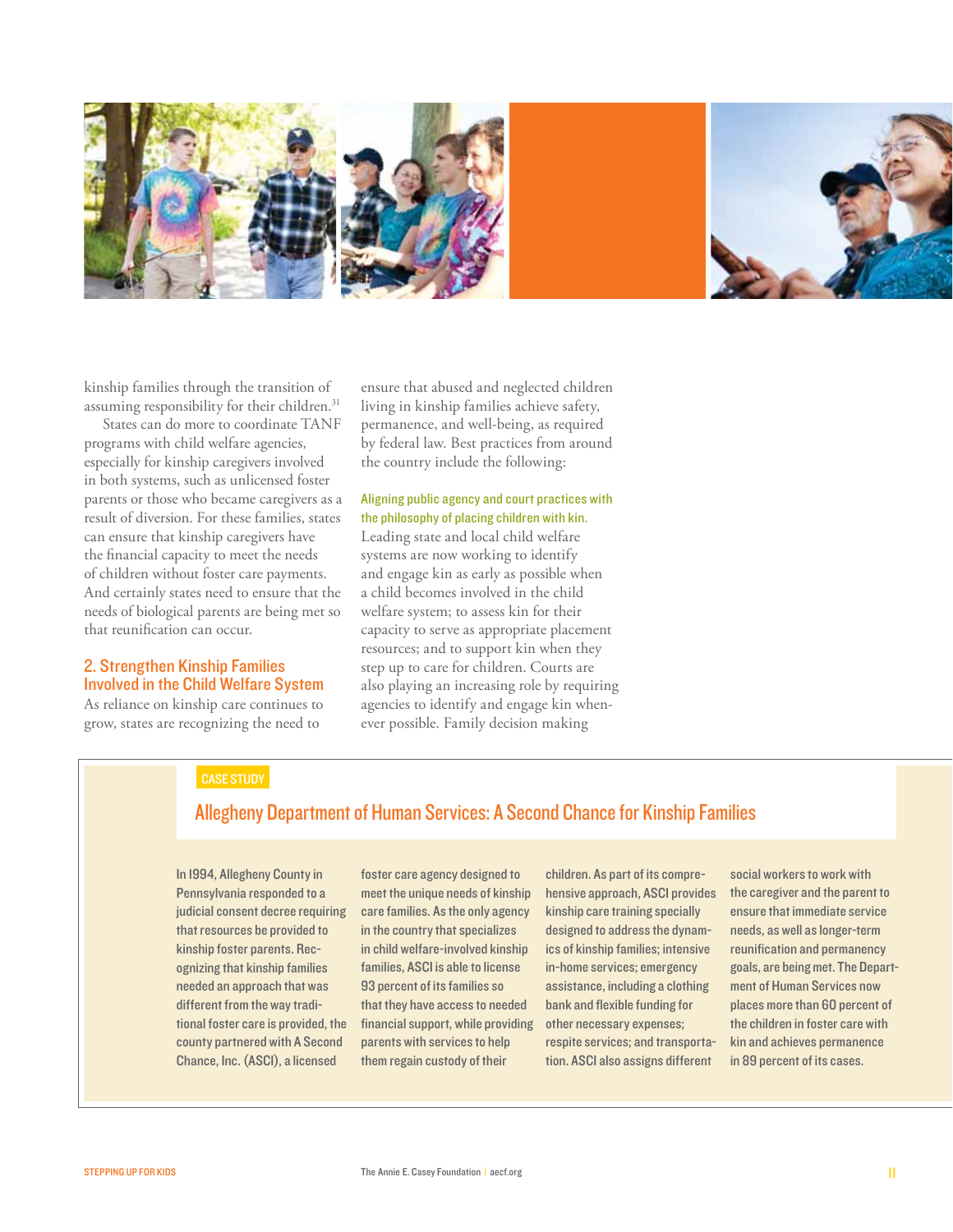kinship families through the transition of assuming responsibility for their children.[31]

States can do more to coordinate TANF programs with child welfare agencies, especially for kinship caregivers involved in both systems, such as unlicensed foster parents or those who became caregivers as a result of diversion. For these families, states can ensure that kinship caregivers have the financial capacity to meet the needs of children without foster care payments. And certainly states need to ensure that the needs of biological parents are being met so that reunification can occur.

## 2. Strengthen Kinship Families Involved in the Child Welfare System

As reliance on kinship care continues to grow, states are recognizing the need to ensure that abused and neglected children living in kinship families achieve safety, permanence, and well-being, as required by federal law. Best practices from around the country include the following:

**Aligning public agency and court practices with the philosophy of placing children with kin.** Leading state and local child welfare systems are now working to identify and engage kin as early as possible when a child becomes involved in the child welfare system; to assess kin for their capacity to serve as appropriate placement resources; and to support kin when they step up to care for children. Courts are also playing an increasing role by requiring agencies to identify and engage kin whenever possible. Family decision making

CASE STUDY

### Allegheny Department of Human Services: A Second Chance for Kinship Families

In 1994, Allegheny County in Pennsylvania responded to a judicial consent decree requiring that resources be provided to kinship foster parents. Recognizing that kinship families needed an approach that was different from the way traditional foster care is provided, the county partnered with A Second Chance, Inc. (ASCI), a licensed foster care agency designed to meet the unique needs of kinship care families. As the only agency in the country that specializes in child welfare-involved kinship families, ASCI is able to license 93 percent of its families so that they have access to needed financial support, while providing parents with services to help them regain custody of their children. As part of its comprehensive approach, ASCI provides kinship care training specially designed to address the dynamics of kinship families; intensive in-home services; emergency assistance, including a clothing bank and flexible funding for other necessary expenses; respite services; and transportation. ASCI also assigns different social workers to work with the caregiver and the parent to ensure that immediate service needs, as well as longer-term reunification and permanency goals, are being met. The Department of Human Services now places more than 60 percent of the children in foster care with kin and achieves permanence in 89 percent of its cases.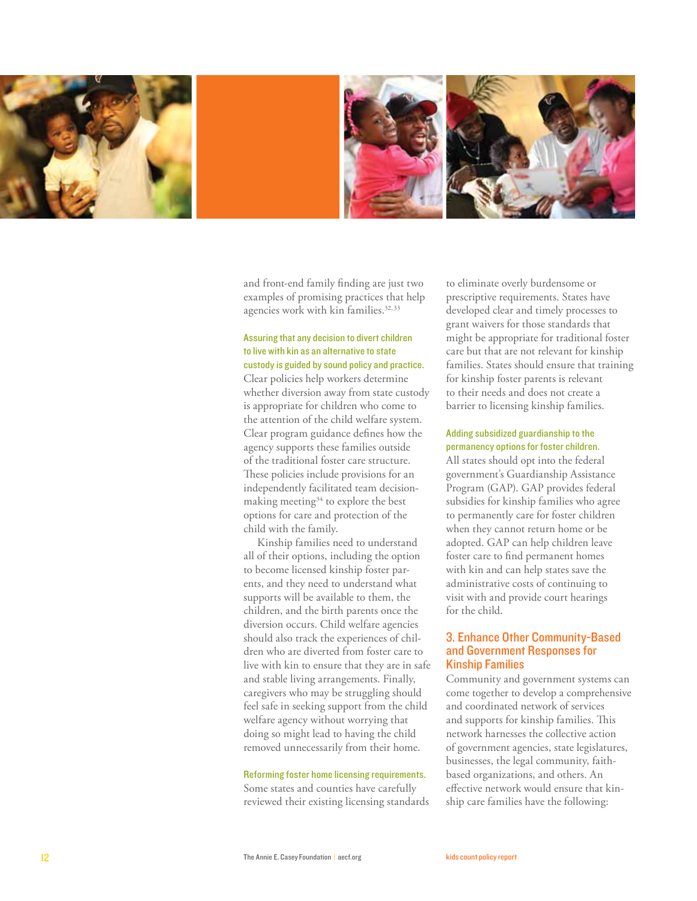and front-end family finding are just two examples of promising practices that help agencies work with kin families.[32, 33]

**Assuring that any decision to divert children to live with kin as an alternative to state custody is guided by sound policy and practice.** Clear policies help workers determine whether diversion away from state custody is appropriate for children who come to the attention of the child welfare system. Clear program guidance defines how the agency supports these families outside of the traditional foster care structure. These policies include provisions for an independently facilitated team decision-making meeting[34] to explore the best options for care and protection of the child with the family.

Kinship families need to understand all of their options, including the option to become licensed kinship foster parents, and they need to understand what supports will be available to them, the children, and the birth parents once the diversion occurs. Child welfare agencies should also track the experiences of children who are diverted from foster care to live with kin to ensure that they are in safe and stable living arrangements. Finally, caregivers who may be struggling should feel safe in seeking support from the child welfare agency without worrying that doing so might lead to having the child removed unnecessarily from their home.

**Reforming foster home licensing requirements.** Some states and counties have carefully reviewed their existing licensing standards to eliminate overly burdensome or prescriptive requirements. States have developed clear and timely processes to grant waivers for those standards that might be appropriate for traditional foster care but that are not relevant for kinship families. States should ensure that training for kinship foster parents is relevant to their needs and does not create a barrier to licensing kinship families.

**Adding subsidized guardianship to the permanency options for foster children.** All states should opt into the federal government's Guardianship Assistance Program (GAP). GAP provides federal subsidies for kinship families who agree to permanently care for foster children when they cannot return home or be adopted. GAP can help children leave foster care to find permanent homes with kin and can help states save the administrative costs of continuing to visit with and provide court hearings for the child.

## 3. Enhance Other Community-Based and Government Responses for Kinship Families

Community and government systems can come together to develop a comprehensive and coordinated network of services and supports for kinship families. This network harnesses the collective action of government agencies, state legislatures, businesses, the legal community, faith-based organizations, and others. An effective network would ensure that kinship care families have the following: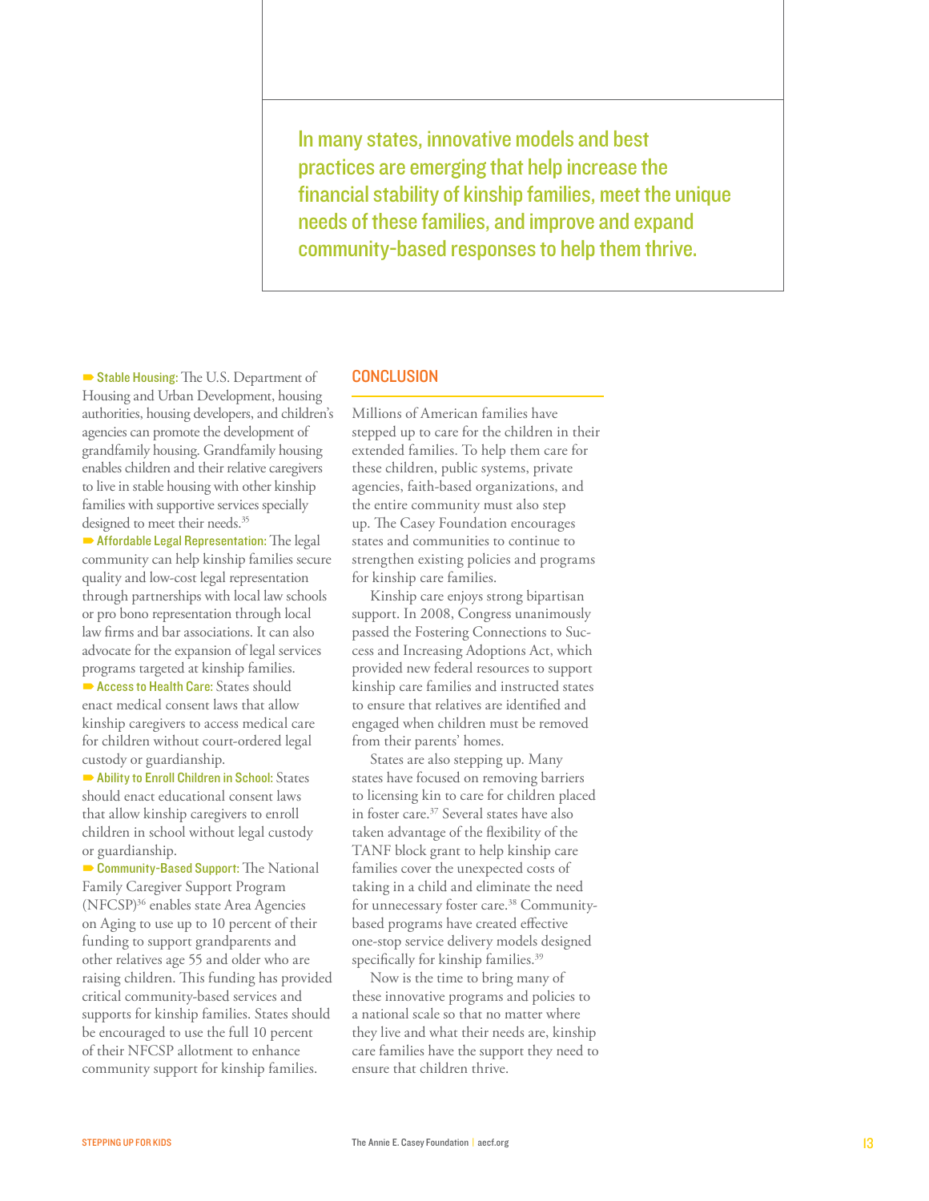In many states, innovative models and best practices are emerging that help increase the financial stability of kinship families, meet the unique needs of these families, and improve and expand community-based responses to help them thrive.

- **Stable Housing:** The U.S. Department of Housing and Urban Development, housing authorities, housing developers, and children's agencies can promote the development of grandfamily housing. Grandfamily housing enables children and their relative caregivers to live in stable housing with other kinship families with supportive services specially designed to meet their needs.[35]
- **Affordable Legal Representation:** The legal community can help kinship families secure quality and low-cost legal representation through partnerships with local law schools or pro bono representation through local law firms and bar associations. It can also advocate for the expansion of legal services programs targeted at kinship families.
- **Access to Health Care:** States should enact medical consent laws that allow kinship caregivers to access medical care for children without court-ordered legal custody or guardianship.
- **Ability to Enroll Children in School:** States should enact educational consent laws that allow kinship caregivers to enroll children in school without legal custody or guardianship.
- **Community-Based Support:** The National Family Caregiver Support Program (NFCSP)[36] enables state Area Agencies on Aging to use up to 10 percent of their funding to support grandparents and other relatives age 55 and older who are raising children. This funding has provided critical community-based services and supports for kinship families. States should be encouraged to use the full 10 percent of their NFCSP allotment to enhance community support for kinship families.

## CONCLUSION

Millions of American families have stepped up to care for the children in their extended families. To help them care for these children, public systems, private agencies, faith-based organizations, and the entire community must also step up. The Casey Foundation encourages states and communities to continue to strengthen existing policies and programs for kinship care families.

Kinship care enjoys strong bipartisan support. In 2008, Congress unanimously passed the Fostering Connections to Success and Increasing Adoptions Act, which provided new federal resources to support kinship care families and instructed states to ensure that relatives are identified and engaged when children must be removed from their parents' homes.

States are also stepping up. Many states have focused on removing barriers to licensing kin to care for children placed in foster care.[37] Several states have also taken advantage of the flexibility of the TANF block grant to help kinship care families cover the unexpected costs of taking in a child and eliminate the need for unnecessary foster care.[38] Community-based programs have created effective one-stop service delivery models designed specifically for kinship families.[39]

Now is the time to bring many of these innovative programs and policies to a national scale so that no matter where they live and what their needs are, kinship care families have the support they need to ensure that children thrive.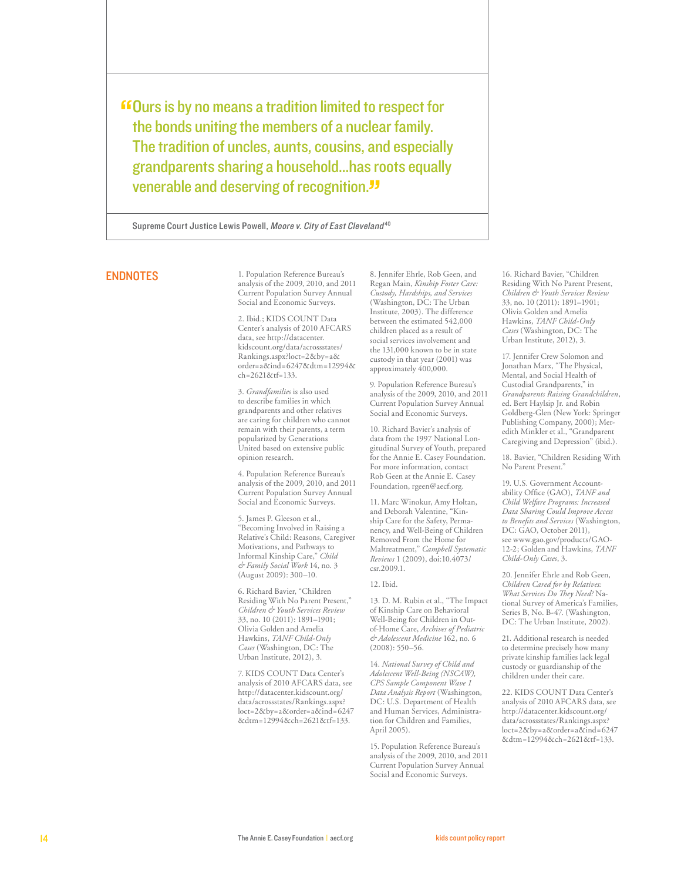> "Ours is by no means a tradition limited to respect for the bonds uniting the members of a nuclear family. The tradition of uncles, aunts, cousins, and especially grandparents sharing a household...has roots equally venerable and deserving of recognition."

Supreme Court Justice Lewis Powell, *Moore v. City of East Cleveland*[40]

## ENDNOTES

1. Population Reference Bureau's analysis of the 2009, 2010, and 2011 Current Population Survey Annual Social and Economic Surveys.

2. Ibid.; KIDS COUNT Data Center's analysis of 2010 AFCARS data, see http://datacenter.kidscount.org/data/acrossstates/Rankings.aspx?loct=2&by=a&order=a&ind=6247&dtm=12994&ch=2621&tf=133.

3. *Grandfamilies* is also used to describe families in which grandparents and other relatives are caring for children who cannot remain with their parents, a term popularized by Generations United based on extensive public opinion research.

4. Population Reference Bureau's analysis of the 2009, 2010, and 2011 Current Population Survey Annual Social and Economic Surveys.

5. James P. Gleeson et al., "Becoming Involved in Raising a Relative's Child: Reasons, Caregiver Motivations, and Pathways to Informal Kinship Care," *Child & Family Social Work* 14, no. 3 (August 2009): 300–10.

6. Richard Bavier, "Children Residing With No Parent Present," *Children & Youth Services Review* 33, no. 10 (2011): 1891–1901; Olivia Golden and Amelia Hawkins, *TANF Child-Only Cases* (Washington, DC: The Urban Institute, 2012), 3.

7. KIDS COUNT Data Center's analysis of 2010 AFCARS data, see http://datacenter.kidscount.org/data/acrossstates/Rankings.aspx?loct=2&by=a&order=a&ind=6247&dtm=12994&ch=2621&tf=133.

8. Jennifer Ehrle, Rob Geen, and Regan Main, *Kinship Foster Care: Custody, Hardships, and Services* (Washington, DC: The Urban Institute, 2003). The difference between the estimated 542,000 children placed as a result of social services involvement and the 131,000 known to be in state custody in that year (2001) was approximately 400,000.

9. Population Reference Bureau's analysis of the 2009, 2010, and 2011 Current Population Survey Annual Social and Economic Surveys.

10. Richard Bavier's analysis of data from the 1997 National Longitudinal Survey of Youth, prepared for the Annie E. Casey Foundation. For more information, contact Rob Geen at the Annie E. Casey Foundation, rgeen@aecf.org.

11. Marc Winokur, Amy Holtan, and Deborah Valentine, "Kinship Care for the Safety, Permanency, and Well-Being of Children Removed From the Home for Maltreatment," *Campbell Systematic Reviews* 1 (2009), doi:10.4073/csr.2009.1.

12. Ibid.

13. D. M. Rubin et al., "The Impact of Kinship Care on Behavioral Well-Being for Children in Out-of-Home Care, *Archives of Pediatric & Adolescent Medicine* 162, no. 6 (2008): 550–56.

14. *National Survey of Child and Adolescent Well-Being (NSCAW), CPS Sample Component Wave 1 Data Analysis Report* (Washington, DC: U.S. Department of Health and Human Services, Administration for Children and Families, April 2005).

15. Population Reference Bureau's analysis of the 2009, 2010, and 2011 Current Population Survey Annual Social and Economic Surveys.

16. Richard Bavier, "Children Residing With No Parent Present, *Children & Youth Services Review* 33, no. 10 (2011): 1891–1901; Olivia Golden and Amelia Hawkins, *TANF Child-Only Cases* (Washington, DC: The Urban Institute, 2012), 3.

17. Jennifer Crew Solomon and Jonathan Marx, "The Physical, Mental, and Social Health of Custodial Grandparents," in *Grandparents Raising Grandchildren*, ed. Bert Haylsip Jr. and Robin Goldberg-Glen (New York: Springer Publishing Company, 2000); Meredith Minkler et al., "Grandparent Caregiving and Depression" (ibid.).

18. Bavier, "Children Residing With No Parent Present."

19. U.S. Government Accountability Office (GAO), *TANF and Child Welfare Programs: Increased Data Sharing Could Improve Access to Benefits and Services* (Washington, DC: GAO, October 2011), see www.gao.gov/products/GAO-12-2; Golden and Hawkins, *TANF Child-Only Cases*, 3.

20. Jennifer Ehrle and Rob Geen, *Children Cared for by Relatives: What Services Do They Need?* National Survey of America's Families, Series B, No. B-47. (Washington, DC: The Urban Institute, 2002).

21. Additional research is needed to determine precisely how many private kinship families lack legal custody or guardianship of the children under their care.

22. KIDS COUNT Data Center's analysis of 2010 AFCARS data, see http://datacenter.kidscount.org/data/acrossstates/Rankings.aspx?loct=2&by=a&order=a&ind=6247&dtm=12994&ch=2621&tf=133.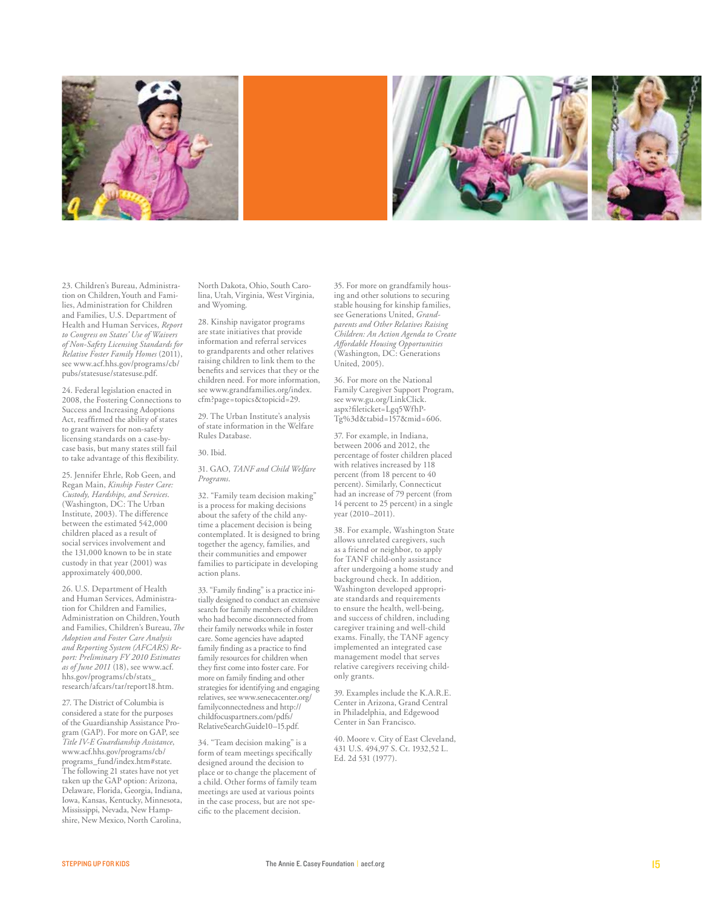23. Children's Bureau, Administration on Children, Youth and Families, Administration for Children and Families, U.S. Department of Health and Human Services, *Report to Congress on States' Use of Waivers of Non-Safety Licensing Standards for Relative Foster Family Homes* (2011), see www.acf.hhs.gov/programs/cb/pubs/statesuse/statesuse.pdf.

24. Federal legislation enacted in 2008, the Fostering Connections to Success and Increasing Adoptions Act, reaffirmed the ability of states to grant waivers for non-safety licensing standards on a case-by-case basis, but many states still fail to take advantage of this flexibility.

25. Jennifer Ehrle, Rob Geen, and Regan Main, *Kinship Foster Care: Custody, Hardships, and Services*. (Washington, DC: The Urban Institute, 2003). The difference between the estimated 542,000 children placed as a result of social services involvement and the 131,000 known to be in state custody in that year (2001) was approximately 400,000.

26. U.S. Department of Health and Human Services, Administration for Children and Families, Administration on Children, Youth and Families, Children's Bureau, *The Adoption and Foster Care Analysis and Reporting System (AFCARS) Report: Preliminary FY 2010 Estimates as of June 2011* (18), see www.acf.hhs.gov/programs/cb/stats_research/afcars/tar/report18.htm.

27. The District of Columbia is considered a state for the purposes of the Guardianship Assistance Program (GAP). For more on GAP, see *Title IV-E Guardianship Assistance*, www.acf.hhs.gov/programs/cb/programs_fund/index.htm#state. The following 21 states have not yet taken up the GAP option: Arizona, Delaware, Florida, Georgia, Indiana, Iowa, Kansas, Kentucky, Minnesota, Mississippi, Nevada, New Hampshire, New Mexico, North Carolina, North Dakota, Ohio, South Carolina, Utah, Virginia, West Virginia, and Wyoming.

28. Kinship navigator programs are state initiatives that provide information and referral services to grandparents and other relatives raising children to link them to the benefits and services that they or the children need. For more information, see www.grandfamilies.org/index.cfm?page=topics&topicid=29.

29. The Urban Institute's analysis of state information in the Welfare Rules Database.

30. Ibid.

31. GAO, *TANF and Child Welfare Programs*.

32. "Family team decision making" is a process for making decisions about the safety of the child anytime a placement decision is being contemplated. It is designed to bring together the agency, families, and their communities and empower families to participate in developing action plans.

33. "Family finding" is a practice initially designed to conduct an extensive search for family members of children who had become disconnected from their family networks while in foster care. Some agencies have adapted family finding as a practice to find family resources for children when they first come into foster care. For more on family finding and other strategies for identifying and engaging relatives, see www.senecacenter.org/familyconnectedness and http://childfocuspartners.com/pdfs/RelativeSearchGuide10–15.pdf.

34. "Team decision making" is a form of team meetings specifically designed around the decision to place or to change the placement of a child. Other forms of family team meetings are used at various points in the case process, but are not specific to the placement decision.

35. For more on grandfamily housing and other solutions to securing stable housing for kinship families, see Generations United, *Grandparents and Other Relatives Raising Children: An Action Agenda to Create Affordable Housing Opportunities* (Washington, DC: Generations United, 2005).

36. For more on the National Family Caregiver Support Program, see www.gu.org/LinkClick.aspx?fileticket=Lgq5WfhP-Tg%3d&tabid=157&mid=606.

37. For example, in Indiana, between 2006 and 2012, the percentage of foster children placed with relatives increased by 118 percent (from 18 percent to 40 percent). Similarly, Connecticut had an increase of 79 percent (from 14 percent to 25 percent) in a single year (2010–2011).

38. For example, Washington State allows unrelated caregivers, such as a friend or neighbor, to apply for TANF child-only assistance after undergoing a home study and background check. In addition, Washington developed appropriate standards and requirements to ensure the health, well-being, and success of children, including caregiver training and well-child exams. Finally, the TANF agency implemented an integrated case management model that serves relative caregivers receiving child-only grants.

39. Examples include the K.A.R.E. Center in Arizona, Grand Central in Philadelphia, and Edgewood Center in San Francisco.

40. Moore v. City of East Cleveland, 431 U.S. 494,97 S. Ct. 1932,52 L. Ed. 2d 531 (1977).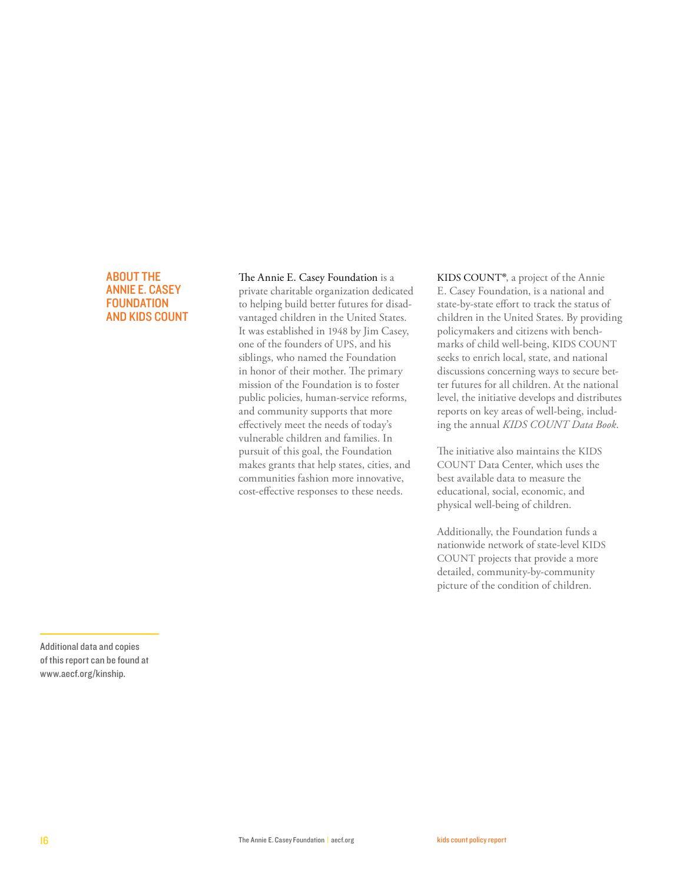## ABOUT THE ANNIE E. CASEY FOUNDATION AND KIDS COUNT

The Annie E. Casey Foundation is a private charitable organization dedicated to helping build better futures for disadvantaged children in the United States. It was established in 1948 by Jim Casey, one of the founders of UPS, and his siblings, who named the Foundation in honor of their mother. The primary mission of the Foundation is to foster public policies, human-service reforms, and community supports that more effectively meet the needs of today's vulnerable children and families. In pursuit of this goal, the Foundation makes grants that help states, cities, and communities fashion more innovative, cost-effective responses to these needs.

KIDS COUNT®, a project of the Annie E. Casey Foundation, is a national and state-by-state effort to track the status of children in the United States. By providing policymakers and citizens with benchmarks of child well-being, KIDS COUNT seeks to enrich local, state, and national discussions concerning ways to secure better futures for all children. At the national level, the initiative develops and distributes reports on key areas of well-being, including the annual *KIDS COUNT Data Book*.

The initiative also maintains the KIDS COUNT Data Center, which uses the best available data to measure the educational, social, economic, and physical well-being of children.

Additionally, the Foundation funds a nationwide network of state-level KIDS COUNT projects that provide a more detailed, community-by-community picture of the condition of children.

Additional data and copies of this report can be found at www.aecf.org/kinship.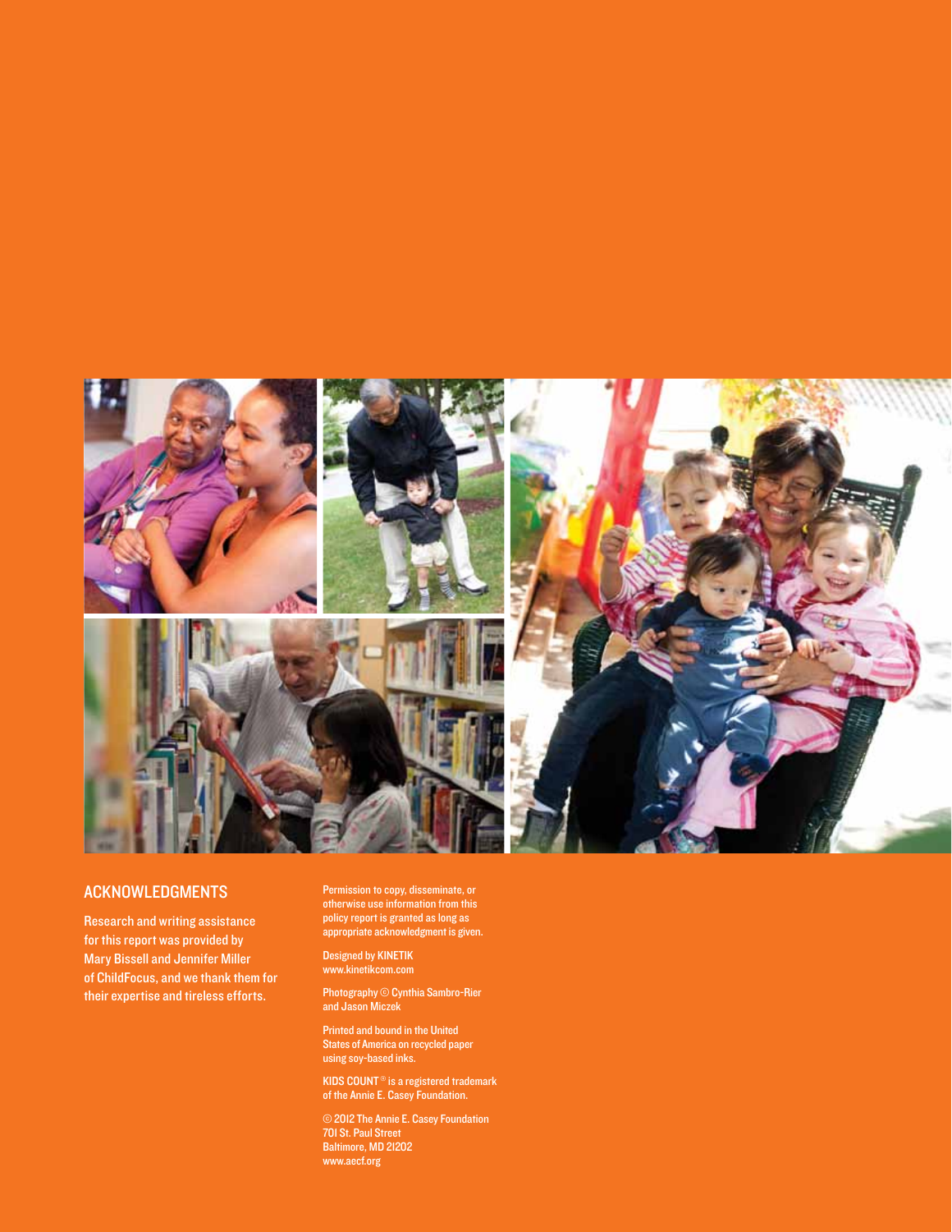## ACKNOWLEDGMENTS

Research and writing assistance for this report was provided by Mary Bissell and Jennifer Miller of ChildFocus, and we thank them for their expertise and tireless efforts.

Permission to copy, disseminate, or otherwise use information from this policy report is granted as long as appropriate acknowledgment is given.

Designed by KINETIK
www.kinetikcom.com

Photography © Cynthia Sambro-Rier and Jason Miczek

Printed and bound in the United States of America on recycled paper using soy-based inks.

KIDS COUNT® is a registered trademark of the Annie E. Casey Foundation.

© 2012 The Annie E. Casey Foundation
701 St. Paul Street
Baltimore, MD 21202
www.aecf.org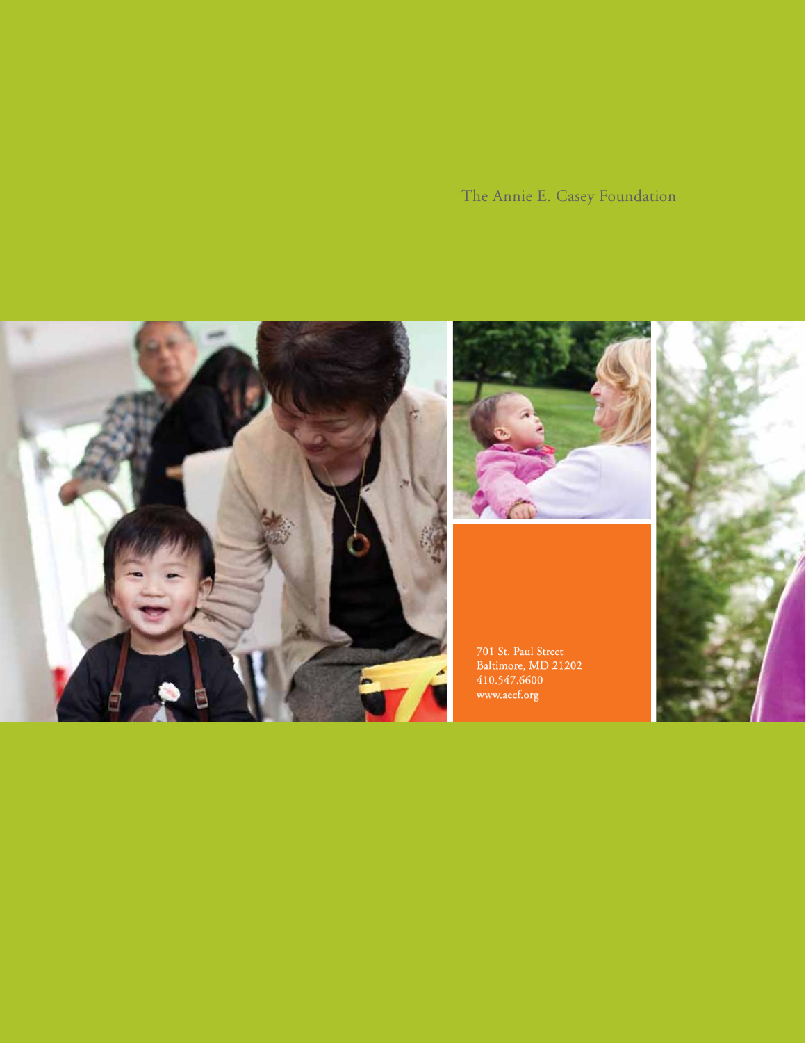The Annie E. Casey Foundation

701 St. Paul Street
Baltimore, MD 21202
410.547.6600
www.aecf.org